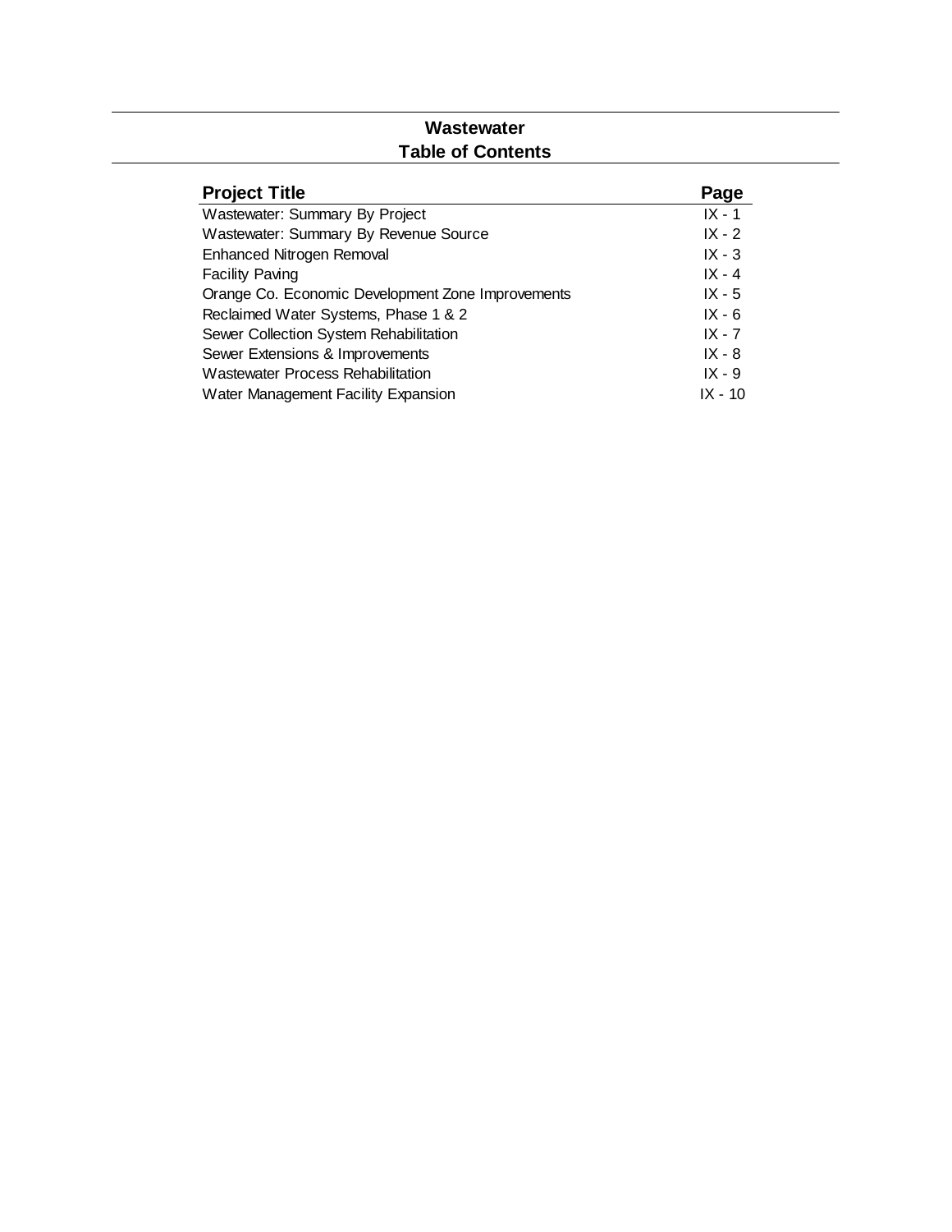# Wastewater
## Table of Contents

| Project Title | Page |
| --- | --- |
| Wastewater: Summary By Project | IX - 1 |
| Wastewater: Summary By Revenue Source | IX - 2 |
| Enhanced Nitrogen Removal | IX - 3 |
| Facility Paving | IX - 4 |
| Orange Co. Economic Development Zone Improvements | IX - 5 |
| Reclaimed Water Systems, Phase 1 & 2 | IX - 6 |
| Sewer Collection System Rehabilitation | IX - 7 |
| Sewer Extensions & Improvements | IX - 8 |
| Wastewater Process Rehabilitation | IX - 9 |
| Water Management Facility Expansion | IX - 10 |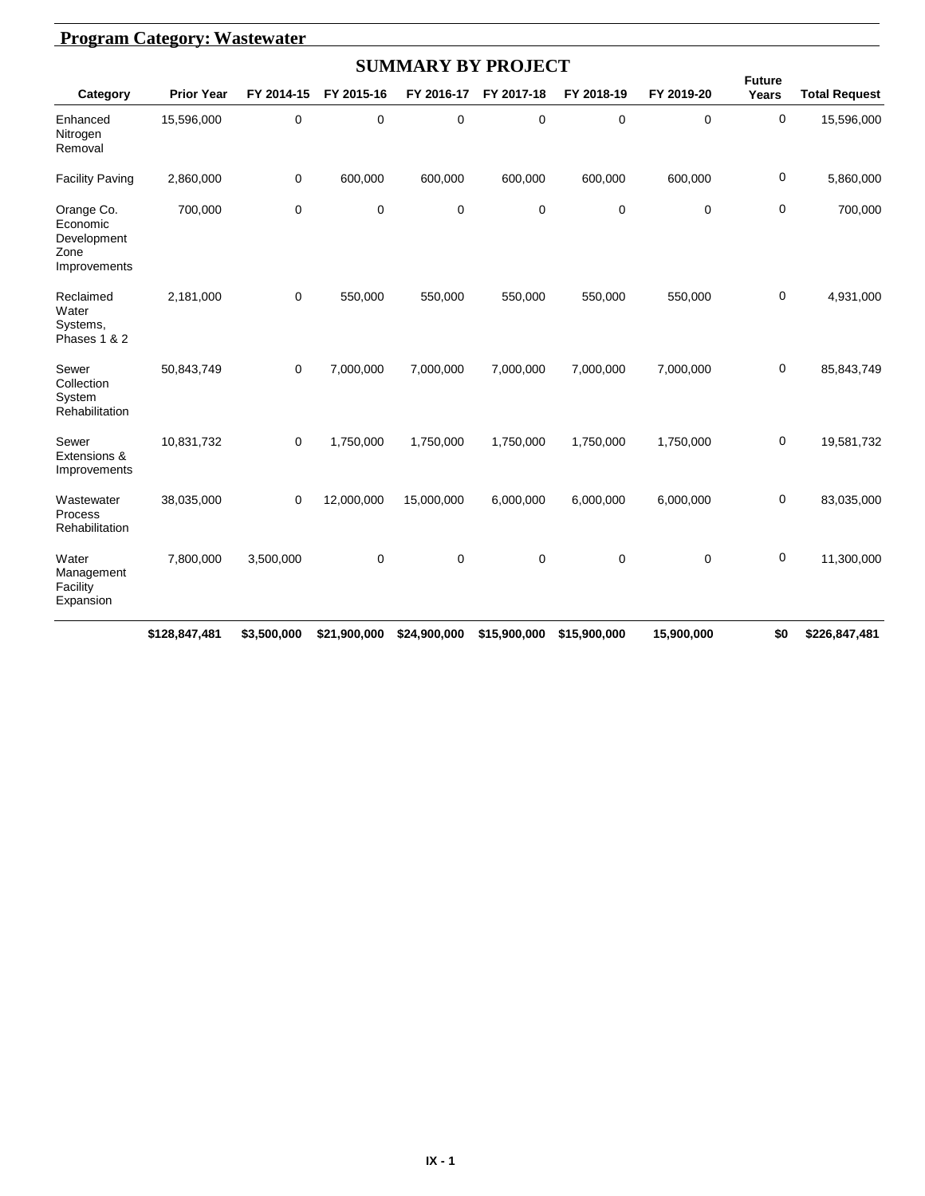## Program Category: Wastewater

### SUMMARY BY PROJECT

| Category | Prior Year | FY 2014-15 | FY 2015-16 | FY 2016-17 | FY 2017-18 | FY 2018-19 | FY 2019-20 | Future Years | Total Request |
|---|---|---|---|---|---|---|---|---|---|
| Enhanced Nitrogen Removal | 15,596,000 | 0 | 0 | 0 | 0 | 0 | 0 | 0 | 15,596,000 |
| Facility Paving | 2,860,000 | 0 | 600,000 | 600,000 | 600,000 | 600,000 | 600,000 | 0 | 5,860,000 |
| Orange Co. Economic Development Zone Improvements | 700,000 | 0 | 0 | 0 | 0 | 0 | 0 | 0 | 700,000 |
| Reclaimed Water Systems, Phases 1 & 2 | 2,181,000 | 0 | 550,000 | 550,000 | 550,000 | 550,000 | 550,000 | 0 | 4,931,000 |
| Sewer Collection System Rehabilitation | 50,843,749 | 0 | 7,000,000 | 7,000,000 | 7,000,000 | 7,000,000 | 7,000,000 | 0 | 85,843,749 |
| Sewer Extensions & Improvements | 10,831,732 | 0 | 1,750,000 | 1,750,000 | 1,750,000 | 1,750,000 | 1,750,000 | 0 | 19,581,732 |
| Wastewater Process Rehabilitation | 38,035,000 | 0 | 12,000,000 | 15,000,000 | 6,000,000 | 6,000,000 | 6,000,000 | 0 | 83,035,000 |
| Water Management Facility Expansion | 7,800,000 | 3,500,000 | 0 | 0 | 0 | 0 | 0 | 0 | 11,300,000 |
| | **$128,847,481** | **$3,500,000** | **$21,900,000** | **$24,900,000** | **$15,900,000** | **$15,900,000** | **15,900,000** | **$0** | **$226,847,481** |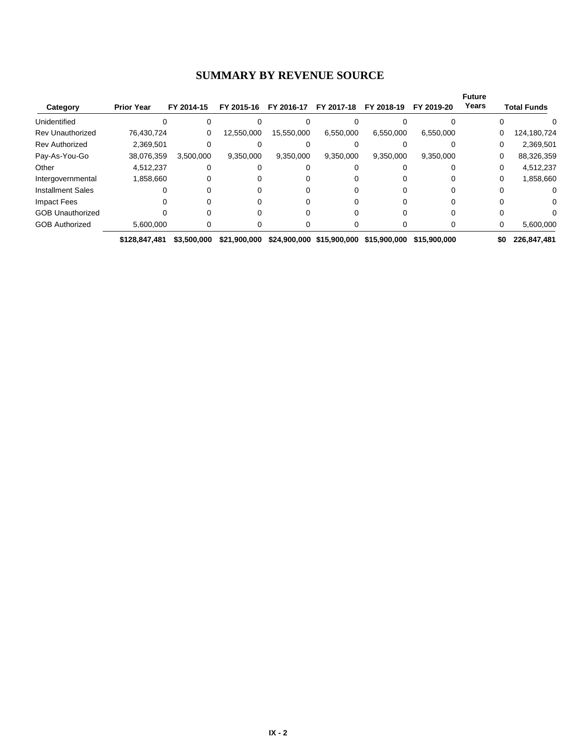# SUMMARY BY REVENUE SOURCE

| Category | Prior Year | FY 2014-15 | FY 2015-16 | FY 2016-17 | FY 2017-18 | FY 2018-19 | FY 2019-20 | Future Years | Total Funds |
|---|---|---|---|---|---|---|---|---|---|
| Unidentified | 0 | 0 | 0 | 0 | 0 | 0 | 0 | 0 | 0 |
| Rev Unauthorized | 76,430,724 | 0 | 12,550,000 | 15,550,000 | 6,550,000 | 6,550,000 | 6,550,000 | 0 | 124,180,724 |
| Rev Authorized | 2,369,501 | 0 | 0 | 0 | 0 | 0 | 0 | 0 | 2,369,501 |
| Pay-As-You-Go | 38,076,359 | 3,500,000 | 9,350,000 | 9,350,000 | 9,350,000 | 9,350,000 | 9,350,000 | 0 | 88,326,359 |
| Other | 4,512,237 | 0 | 0 | 0 | 0 | 0 | 0 | 0 | 4,512,237 |
| Intergovernmental | 1,858,660 | 0 | 0 | 0 | 0 | 0 | 0 | 0 | 1,858,660 |
| Installment Sales | 0 | 0 | 0 | 0 | 0 | 0 | 0 | 0 | 0 |
| Impact Fees | 0 | 0 | 0 | 0 | 0 | 0 | 0 | 0 | 0 |
| GOB Unauthorized | 0 | 0 | 0 | 0 | 0 | 0 | 0 | 0 | 0 |
| GOB Authorized | 5,600,000 | 0 | 0 | 0 | 0 | 0 | 0 | 0 | 5,600,000 |
| | **$128,847,481** | **$3,500,000** | **$21,900,000** | **$24,900,000** | **$15,900,000** | **$15,900,000** | **$15,900,000** | **$0** | **226,847,481** |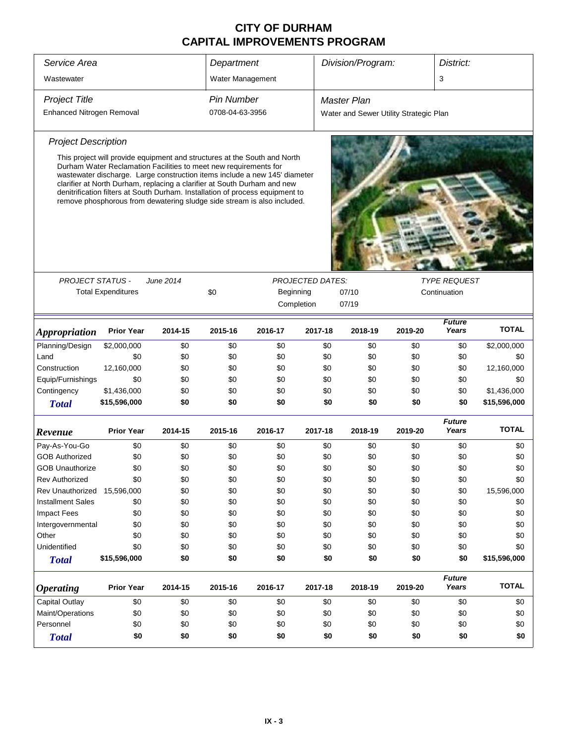# CITY OF DURHAM
# CAPITAL IMPROVEMENTS PROGRAM

| *Service Area* | *Department* | *Division/Program:* | *District:* |
|---|---|---|---|
| Wastewater | Water Management | | 3 |

| *Project Title* | *Pin Number* | *Master Plan* |
|---|---|---|
| Enhanced Nitrogen Removal | 0708-04-63-3956 | Water and Sewer Utility Strategic Plan |

*Project Description*

This project will provide equipment and structures at the South and North Durham Water Reclamation Facilities to meet new requirements for wastewater discharge. Large construction items include a new 145' diameter clarifier at North Durham, replacing a clarifier at South Durham and new denitrification filters at South Durham. Installation of process equipment to remove phosphorous from dewatering sludge side stream is also included.

| *PROJECT STATUS -* | *June 2014* | | *PROJECTED DATES:* | | *TYPE REQUEST* |
|---|---|---|---|---|---|
| Total Expenditures | | $0 | Beginning | 07/10 | Continuation |
| | | | Completion | 07/19 | |

| *Appropriation* | Prior Year | 2014-15 | 2015-16 | 2016-17 | 2017-18 | 2018-19 | 2019-20 | *Future Years* | TOTAL |
|---|---|---|---|---|---|---|---|---|---|
| Planning/Design | $2,000,000 | $0 | $0 | $0 | $0 | $0 | $0 | $0 | $2,000,000 |
| Land | $0 | $0 | $0 | $0 | $0 | $0 | $0 | $0 | $0 |
| Construction | 12,160,000 | $0 | $0 | $0 | $0 | $0 | $0 | $0 | 12,160,000 |
| Equip/Furnishings | $0 | $0 | $0 | $0 | $0 | $0 | $0 | $0 | $0 |
| Contingency | $1,436,000 | $0 | $0 | $0 | $0 | $0 | $0 | $0 | $1,436,000 |
| **Total** | **$15,596,000** | **$0** | **$0** | **$0** | **$0** | **$0** | **$0** | **$0** | **$15,596,000** |

| *Revenue* | Prior Year | 2014-15 | 2015-16 | 2016-17 | 2017-18 | 2018-19 | 2019-20 | *Future Years* | TOTAL |
|---|---|---|---|---|---|---|---|---|---|
| Pay-As-You-Go | $0 | $0 | $0 | $0 | $0 | $0 | $0 | $0 | $0 |
| GOB Authorized | $0 | $0 | $0 | $0 | $0 | $0 | $0 | $0 | $0 |
| GOB Unauthorize | $0 | $0 | $0 | $0 | $0 | $0 | $0 | $0 | $0 |
| Rev Authorized | $0 | $0 | $0 | $0 | $0 | $0 | $0 | $0 | $0 |
| Rev Unauthorized | 15,596,000 | $0 | $0 | $0 | $0 | $0 | $0 | $0 | 15,596,000 |
| Installment Sales | $0 | $0 | $0 | $0 | $0 | $0 | $0 | $0 | $0 |
| Impact Fees | $0 | $0 | $0 | $0 | $0 | $0 | $0 | $0 | $0 |
| Intergovernmental | $0 | $0 | $0 | $0 | $0 | $0 | $0 | $0 | $0 |
| Other | $0 | $0 | $0 | $0 | $0 | $0 | $0 | $0 | $0 |
| Unidentified | $0 | $0 | $0 | $0 | $0 | $0 | $0 | $0 | $0 |
| **Total** | **$15,596,000** | **$0** | **$0** | **$0** | **$0** | **$0** | **$0** | **$0** | **$15,596,000** |

| *Operating* | Prior Year | 2014-15 | 2015-16 | 2016-17 | 2017-18 | 2018-19 | 2019-20 | *Future Years* | TOTAL |
|---|---|---|---|---|---|---|---|---|---|
| Capital Outlay | $0 | $0 | $0 | $0 | $0 | $0 | $0 | $0 | $0 |
| Maint/Operations | $0 | $0 | $0 | $0 | $0 | $0 | $0 | $0 | $0 |
| Personnel | $0 | $0 | $0 | $0 | $0 | $0 | $0 | $0 | $0 |
| **Total** | **$0** | **$0** | **$0** | **$0** | **$0** | **$0** | **$0** | **$0** | **$0** |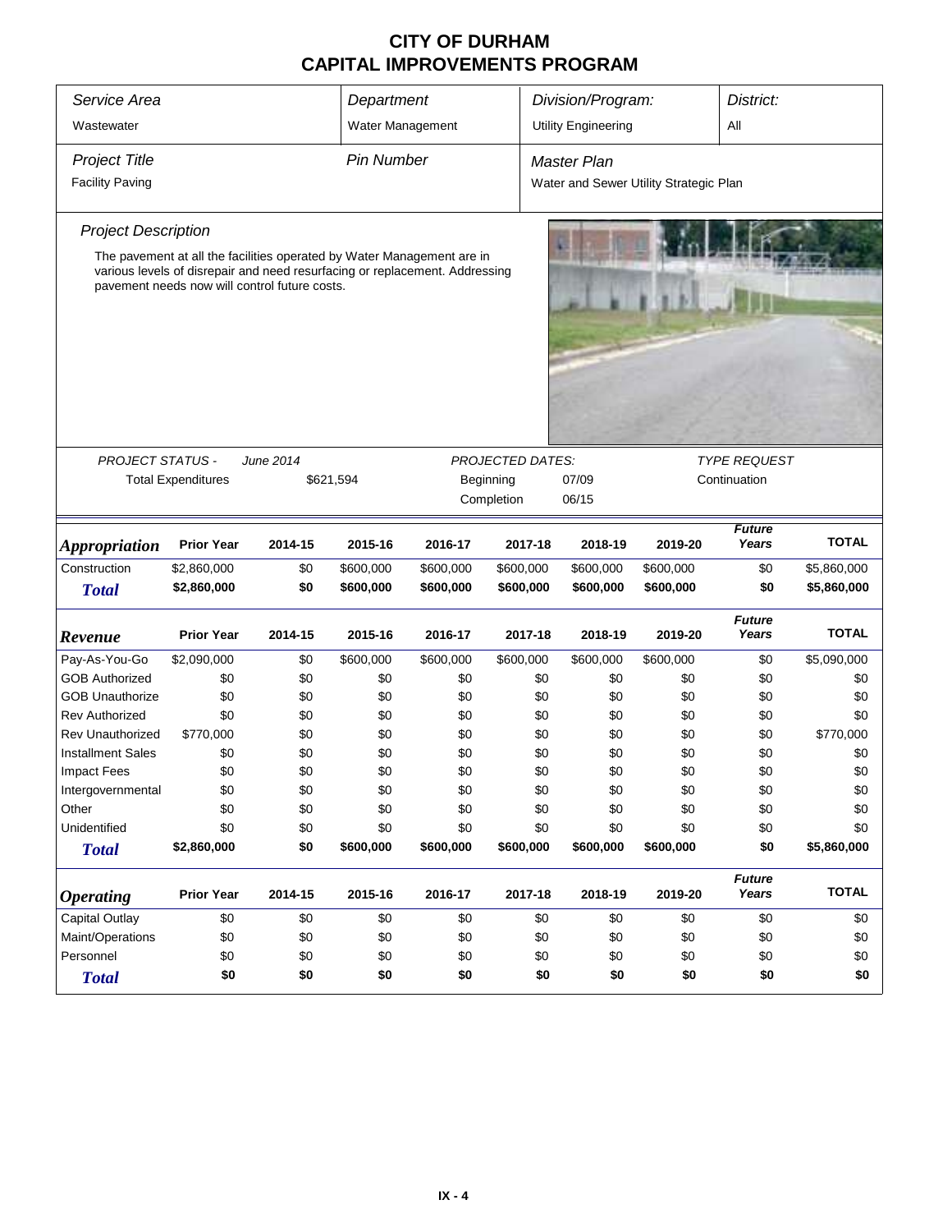# CITY OF DURHAM
# CAPITAL IMPROVEMENTS PROGRAM

| Service Area | Department | Division/Program: | District: |
|---|---|---|---|
| Wastewater | Water Management | Utility Engineering | All |

| Project Title | Pin Number | Master Plan |
|---|---|---|
| Facility Paving | | Water and Sewer Utility Strategic Plan |

### Project Description

The pavement at all the facilities operated by Water Management are in various levels of disrepair and need resurfacing or replacement. Addressing pavement needs now will control future costs.

| PROJECT STATUS - | June 2014 | PROJECTED DATES: | | TYPE REQUEST |
|---|---|---|---|---|
| Total Expenditures | $621,594 | Beginning | 07/09 | Continuation |
| | | Completion | 06/15 | |

| Appropriation | Prior Year | 2014-15 | 2015-16 | 2016-17 | 2017-18 | 2018-19 | 2019-20 | Future Years | TOTAL |
|---|---|---|---|---|---|---|---|---|---|
| Construction | $2,860,000 | $0 | $600,000 | $600,000 | $600,000 | $600,000 | $600,000 | $0 | $5,860,000 |
| **Total** | **$2,860,000** | **$0** | **$600,000** | **$600,000** | **$600,000** | **$600,000** | **$600,000** | **$0** | **$5,860,000** |

| Revenue | Prior Year | 2014-15 | 2015-16 | 2016-17 | 2017-18 | 2018-19 | 2019-20 | Future Years | TOTAL |
|---|---|---|---|---|---|---|---|---|---|
| Pay-As-You-Go | $2,090,000 | $0 | $600,000 | $600,000 | $600,000 | $600,000 | $600,000 | $0 | $5,090,000 |
| GOB Authorized | $0 | $0 | $0 | $0 | $0 | $0 | $0 | $0 | $0 |
| GOB Unauthorize | $0 | $0 | $0 | $0 | $0 | $0 | $0 | $0 | $0 |
| Rev Authorized | $0 | $0 | $0 | $0 | $0 | $0 | $0 | $0 | $0 |
| Rev Unauthorized | $770,000 | $0 | $0 | $0 | $0 | $0 | $0 | $0 | $770,000 |
| Installment Sales | $0 | $0 | $0 | $0 | $0 | $0 | $0 | $0 | $0 |
| Impact Fees | $0 | $0 | $0 | $0 | $0 | $0 | $0 | $0 | $0 |
| Intergovernmental | $0 | $0 | $0 | $0 | $0 | $0 | $0 | $0 | $0 |
| Other | $0 | $0 | $0 | $0 | $0 | $0 | $0 | $0 | $0 |
| Unidentified | $0 | $0 | $0 | $0 | $0 | $0 | $0 | $0 | $0 |
| **Total** | **$2,860,000** | **$0** | **$600,000** | **$600,000** | **$600,000** | **$600,000** | **$600,000** | **$0** | **$5,860,000** |

| Operating | Prior Year | 2014-15 | 2015-16 | 2016-17 | 2017-18 | 2018-19 | 2019-20 | Future Years | TOTAL |
|---|---|---|---|---|---|---|---|---|---|
| Capital Outlay | $0 | $0 | $0 | $0 | $0 | $0 | $0 | $0 | $0 |
| Maint/Operations | $0 | $0 | $0 | $0 | $0 | $0 | $0 | $0 | $0 |
| Personnel | $0 | $0 | $0 | $0 | $0 | $0 | $0 | $0 | $0 |
| **Total** | **$0** | **$0** | **$0** | **$0** | **$0** | **$0** | **$0** | **$0** | **$0** |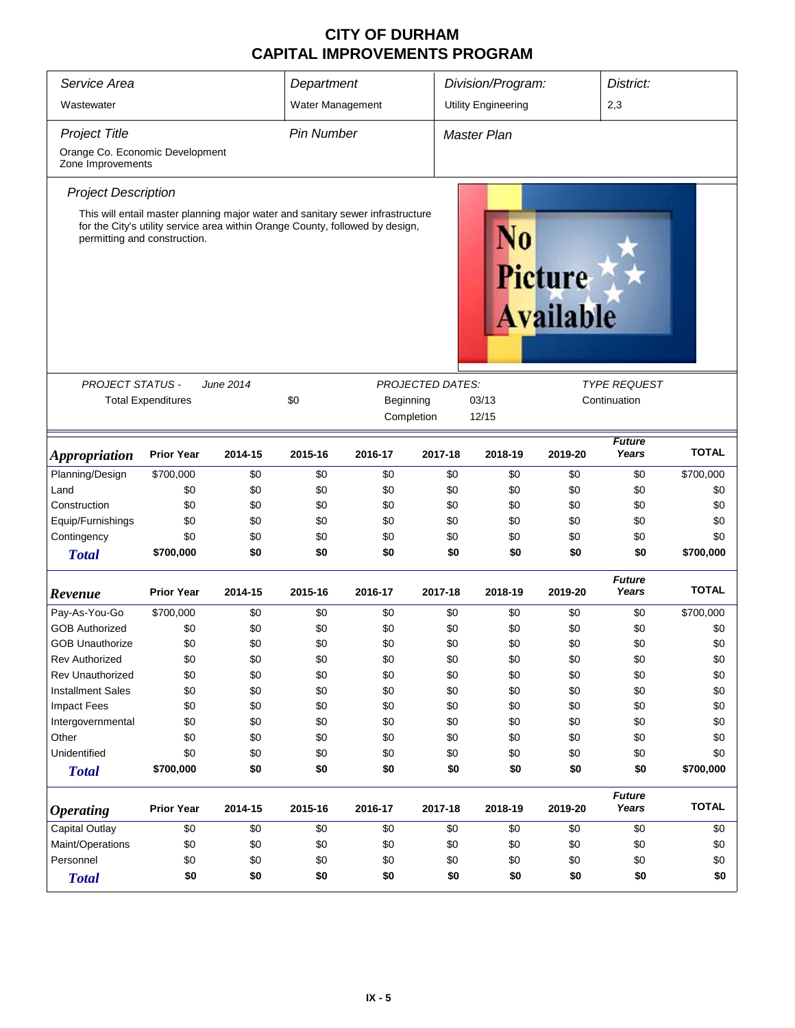# CITY OF DURHAM
# CAPITAL IMPROVEMENTS PROGRAM

| *Service Area* | *Department* | *Division/Program:* | *District:* |
|---|---|---|---|
| Wastewater | Water Management | Utility Engineering | 2,3 |

| *Project Title* | *Pin Number* | *Master Plan* |
|---|---|---|
| Orange Co. Economic Development Zone Improvements | | |

*Project Description*

This will entail master planning major water and sanitary sewer infrastructure for the City's utility service area within Orange County, followed by design, permitting and construction.

*PROJECT STATUS -* *June 2014*

Total Expenditures $0

*PROJECTED DATES:*

Beginning 03/13

Completion 12/15

*TYPE REQUEST*

Continuation

| ***Appropriation*** | **Prior Year** | **2014-15** | **2015-16** | **2016-17** | **2017-18** | **2018-19** | **2019-20** | ***Future Years*** | **TOTAL** |
|---|---|---|---|---|---|---|---|---|---|
| Planning/Design | $700,000 | $0 | $0 | $0 | $0 | $0 | $0 | $0 | $700,000 |
| Land | $0 | $0 | $0 | $0 | $0 | $0 | $0 | $0 | $0 |
| Construction | $0 | $0 | $0 | $0 | $0 | $0 | $0 | $0 | $0 |
| Equip/Furnishings | $0 | $0 | $0 | $0 | $0 | $0 | $0 | $0 | $0 |
| Contingency | $0 | $0 | $0 | $0 | $0 | $0 | $0 | $0 | $0 |
| ***Total*** | **$700,000** | **$0** | **$0** | **$0** | **$0** | **$0** | **$0** | **$0** | **$700,000** |

| ***Revenue*** | **Prior Year** | **2014-15** | **2015-16** | **2016-17** | **2017-18** | **2018-19** | **2019-20** | ***Future Years*** | **TOTAL** |
|---|---|---|---|---|---|---|---|---|---|
| Pay-As-You-Go | $700,000 | $0 | $0 | $0 | $0 | $0 | $0 | $0 | $700,000 |
| GOB Authorized | $0 | $0 | $0 | $0 | $0 | $0 | $0 | $0 | $0 |
| GOB Unauthorize | $0 | $0 | $0 | $0 | $0 | $0 | $0 | $0 | $0 |
| Rev Authorized | $0 | $0 | $0 | $0 | $0 | $0 | $0 | $0 | $0 |
| Rev Unauthorized | $0 | $0 | $0 | $0 | $0 | $0 | $0 | $0 | $0 |
| Installment Sales | $0 | $0 | $0 | $0 | $0 | $0 | $0 | $0 | $0 |
| Impact Fees | $0 | $0 | $0 | $0 | $0 | $0 | $0 | $0 | $0 |
| Intergovernmental | $0 | $0 | $0 | $0 | $0 | $0 | $0 | $0 | $0 |
| Other | $0 | $0 | $0 | $0 | $0 | $0 | $0 | $0 | $0 |
| Unidentified | $0 | $0 | $0 | $0 | $0 | $0 | $0 | $0 | $0 |
| ***Total*** | **$700,000** | **$0** | **$0** | **$0** | **$0** | **$0** | **$0** | **$0** | **$700,000** |

| ***Operating*** | **Prior Year** | **2014-15** | **2015-16** | **2016-17** | **2017-18** | **2018-19** | **2019-20** | ***Future Years*** | **TOTAL** |
|---|---|---|---|---|---|---|---|---|---|
| Capital Outlay | $0 | $0 | $0 | $0 | $0 | $0 | $0 | $0 | $0 |
| Maint/Operations | $0 | $0 | $0 | $0 | $0 | $0 | $0 | $0 | $0 |
| Personnel | $0 | $0 | $0 | $0 | $0 | $0 | $0 | $0 | $0 |
| ***Total*** | **$0** | **$0** | **$0** | **$0** | **$0** | **$0** | **$0** | **$0** | **$0** |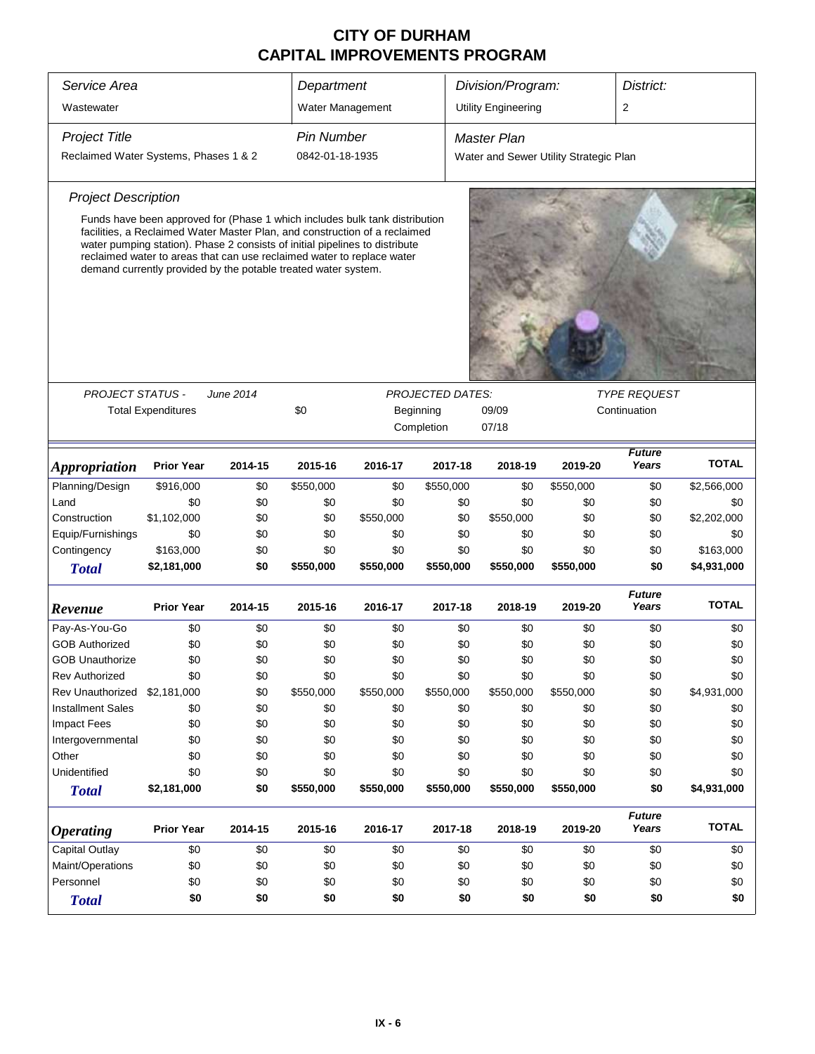# CITY OF DURHAM
## CAPITAL IMPROVEMENTS PROGRAM

| Service Area | Department | Division/Program: | District: |
|---|---|---|---|
| Wastewater | Water Management | Utility Engineering | 2 |

| Project Title | Pin Number | Master Plan |
|---|---|---|
| Reclaimed Water Systems, Phases 1 & 2 | 0842-01-18-1935 | Water and Sewer Utility Strategic Plan |

### Project Description

Funds have been approved for (Phase 1 which includes bulk tank distribution facilities, a Reclaimed Water Master Plan, and construction of a reclaimed water pumping station). Phase 2 consists of initial pipelines to distribute reclaimed water to areas that can use reclaimed water to replace water demand currently provided by the potable treated water system.

*PROJECT STATUS -* *June 2014*

Total Expenditures: $0

*PROJECTED DATES:*
Beginning: 09/09
Completion: 07/18

*TYPE REQUEST*
Continuation

| *Appropriation* | Prior Year | 2014-15 | 2015-16 | 2016-17 | 2017-18 | 2018-19 | 2019-20 | Future Years | TOTAL |
|---|---|---|---|---|---|---|---|---|---|
| Planning/Design | $916,000 | $0 | $550,000 | $0 | $550,000 | $0 | $550,000 | $0 | $2,566,000 |
| Land | $0 | $0 | $0 | $0 | $0 | $0 | $0 | $0 | $0 |
| Construction | $1,102,000 | $0 | $0 | $550,000 | $0 | $550,000 | $0 | $0 | $2,202,000 |
| Equip/Furnishings | $0 | $0 | $0 | $0 | $0 | $0 | $0 | $0 | $0 |
| Contingency | $163,000 | $0 | $0 | $0 | $0 | $0 | $0 | $0 | $163,000 |
| **Total** | **$2,181,000** | **$0** | **$550,000** | **$550,000** | **$550,000** | **$550,000** | **$550,000** | **$0** | **$4,931,000** |

| *Revenue* | Prior Year | 2014-15 | 2015-16 | 2016-17 | 2017-18 | 2018-19 | 2019-20 | Future Years | TOTAL |
|---|---|---|---|---|---|---|---|---|---|
| Pay-As-You-Go | $0 | $0 | $0 | $0 | $0 | $0 | $0 | $0 | $0 |
| GOB Authorized | $0 | $0 | $0 | $0 | $0 | $0 | $0 | $0 | $0 |
| GOB Unauthorize | $0 | $0 | $0 | $0 | $0 | $0 | $0 | $0 | $0 |
| Rev Authorized | $0 | $0 | $0 | $0 | $0 | $0 | $0 | $0 | $0 |
| Rev Unauthorized | $2,181,000 | $0 | $550,000 | $550,000 | $550,000 | $550,000 | $550,000 | $0 | $4,931,000 |
| Installment Sales | $0 | $0 | $0 | $0 | $0 | $0 | $0 | $0 | $0 |
| Impact Fees | $0 | $0 | $0 | $0 | $0 | $0 | $0 | $0 | $0 |
| Intergovernmental | $0 | $0 | $0 | $0 | $0 | $0 | $0 | $0 | $0 |
| Other | $0 | $0 | $0 | $0 | $0 | $0 | $0 | $0 | $0 |
| Unidentified | $0 | $0 | $0 | $0 | $0 | $0 | $0 | $0 | $0 |
| **Total** | **$2,181,000** | **$0** | **$550,000** | **$550,000** | **$550,000** | **$550,000** | **$550,000** | **$0** | **$4,931,000** |

| *Operating* | Prior Year | 2014-15 | 2015-16 | 2016-17 | 2017-18 | 2018-19 | 2019-20 | Future Years | TOTAL |
|---|---|---|---|---|---|---|---|---|---|
| Capital Outlay | $0 | $0 | $0 | $0 | $0 | $0 | $0 | $0 | $0 |
| Maint/Operations | $0 | $0 | $0 | $0 | $0 | $0 | $0 | $0 | $0 |
| Personnel | $0 | $0 | $0 | $0 | $0 | $0 | $0 | $0 | $0 |
| **Total** | **$0** | **$0** | **$0** | **$0** | **$0** | **$0** | **$0** | **$0** | **$0** |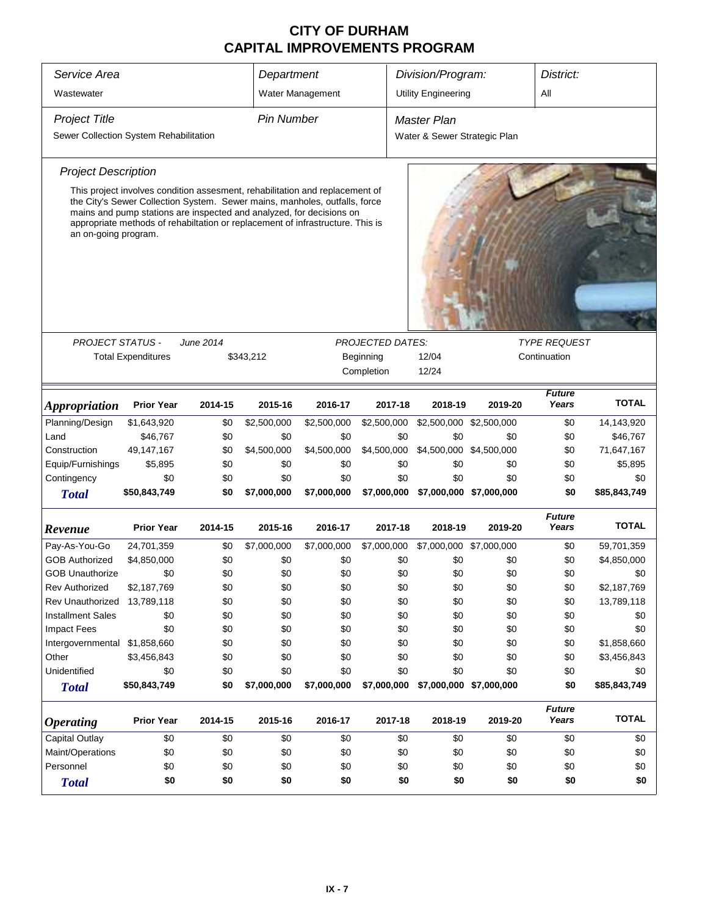# CITY OF DURHAM
## CAPITAL IMPROVEMENTS PROGRAM

| Service Area | Department | Division/Program: | District: |
|---|---|---|---|
| Wastewater | Water Management | Utility Engineering | All |

| Project Title | Pin Number | Master Plan |
|---|---|---|
| Sewer Collection System Rehabilitation | | Water & Sewer Strategic Plan |

### Project Description

This project involves condition assesment, rehabilitation and replacement of the City's Sewer Collection System. Sewer mains, manholes, outfalls, force mains and pump stations are inspected and analyzed, for decisions on appropriate methods of rehabiltation or replacement of infrastructure. This is an on-going program.

**PROJECT STATUS -** June 2014

Total Expenditures: $343,212

**PROJECTED DATES:**

Beginning: 12/04

Completion: 12/24

**TYPE REQUEST:** Continuation

| *Appropriation* | Prior Year | 2014-15 | 2015-16 | 2016-17 | 2017-18 | 2018-19 | 2019-20 | Future Years | TOTAL |
|---|---|---|---|---|---|---|---|---|---|
| Planning/Design | $1,643,920 | $0 | $2,500,000 | $2,500,000 | $2,500,000 | $2,500,000 | $2,500,000 | $0 | 14,143,920 |
| Land | $46,767 | $0 | $0 | $0 | $0 | $0 | $0 | $0 | $46,767 |
| Construction | 49,147,167 | $0 | $4,500,000 | $4,500,000 | $4,500,000 | $4,500,000 | $4,500,000 | $0 | 71,647,167 |
| Equip/Furnishings | $5,895 | $0 | $0 | $0 | $0 | $0 | $0 | $0 | $5,895 |
| Contingency | $0 | $0 | $0 | $0 | $0 | $0 | $0 | $0 | $0 |
| **Total** | **$50,843,749** | **$0** | **$7,000,000** | **$7,000,000** | **$7,000,000** | **$7,000,000** | **$7,000,000** | **$0** | **$85,843,749** |

| *Revenue* | Prior Year | 2014-15 | 2015-16 | 2016-17 | 2017-18 | 2018-19 | 2019-20 | Future Years | TOTAL |
|---|---|---|---|---|---|---|---|---|---|
| Pay-As-You-Go | 24,701,359 | $0 | $7,000,000 | $7,000,000 | $7,000,000 | $7,000,000 | $7,000,000 | $0 | 59,701,359 |
| GOB Authorized | $4,850,000 | $0 | $0 | $0 | $0 | $0 | $0 | $0 | $4,850,000 |
| GOB Unauthorize | $0 | $0 | $0 | $0 | $0 | $0 | $0 | $0 | $0 |
| Rev Authorized | $2,187,769 | $0 | $0 | $0 | $0 | $0 | $0 | $0 | $2,187,769 |
| Rev Unauthorized | 13,789,118 | $0 | $0 | $0 | $0 | $0 | $0 | $0 | 13,789,118 |
| Installment Sales | $0 | $0 | $0 | $0 | $0 | $0 | $0 | $0 | $0 |
| Impact Fees | $0 | $0 | $0 | $0 | $0 | $0 | $0 | $0 | $0 |
| Intergovernmental | $1,858,660 | $0 | $0 | $0 | $0 | $0 | $0 | $0 | $1,858,660 |
| Other | $3,456,843 | $0 | $0 | $0 | $0 | $0 | $0 | $0 | $3,456,843 |
| Unidentified | $0 | $0 | $0 | $0 | $0 | $0 | $0 | $0 | $0 |
| **Total** | **$50,843,749** | **$0** | **$7,000,000** | **$7,000,000** | **$7,000,000** | **$7,000,000** | **$7,000,000** | **$0** | **$85,843,749** |

| *Operating* | Prior Year | 2014-15 | 2015-16 | 2016-17 | 2017-18 | 2018-19 | 2019-20 | Future Years | TOTAL |
|---|---|---|---|---|---|---|---|---|---|
| Capital Outlay | $0 | $0 | $0 | $0 | $0 | $0 | $0 | $0 | $0 |
| Maint/Operations | $0 | $0 | $0 | $0 | $0 | $0 | $0 | $0 | $0 |
| Personnel | $0 | $0 | $0 | $0 | $0 | $0 | $0 | $0 | $0 |
| **Total** | **$0** | **$0** | **$0** | **$0** | **$0** | **$0** | **$0** | **$0** | **$0** |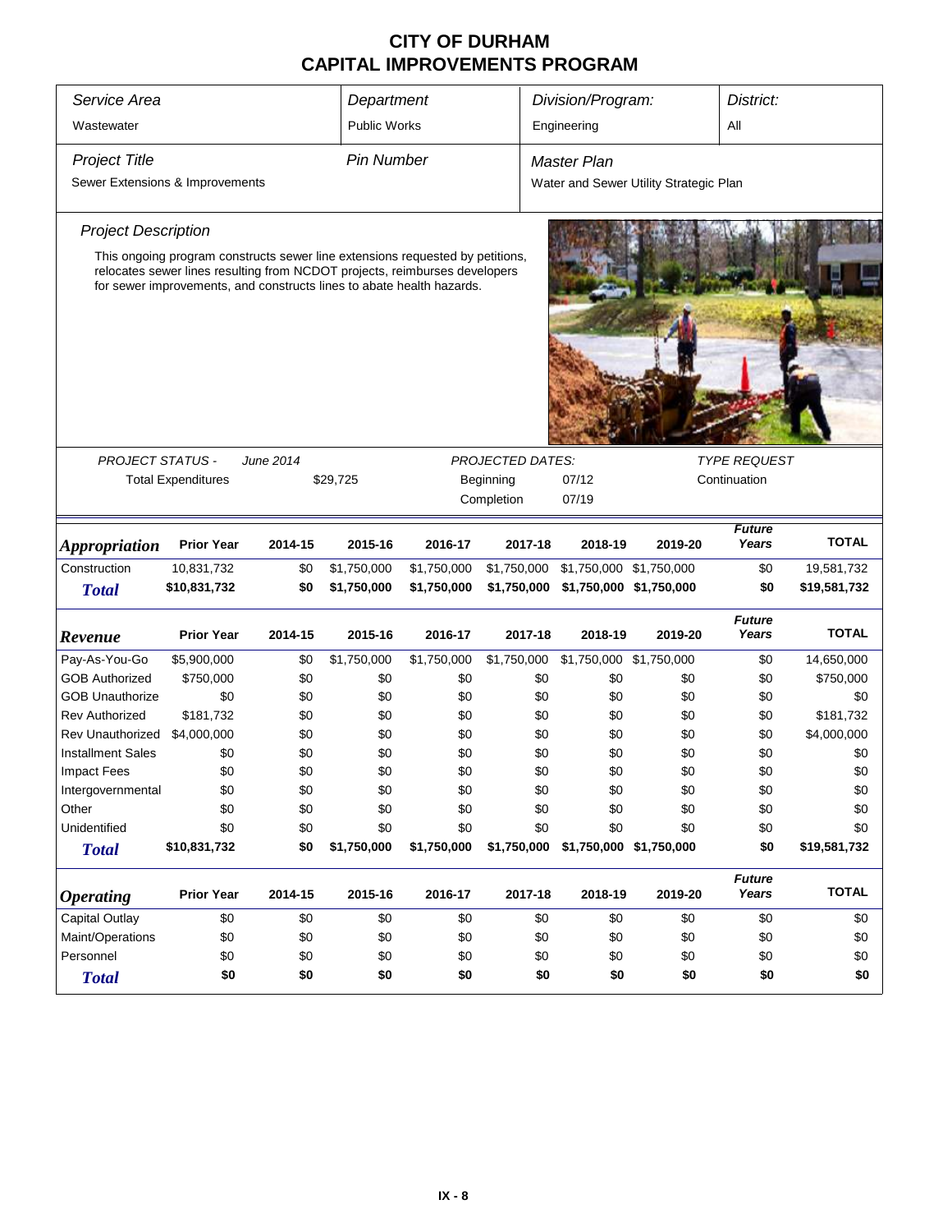# CITY OF DURHAM
# CAPITAL IMPROVEMENTS PROGRAM

| *Service Area* | *Department* | *Division/Program:* | *District:* |
|---|---|---|---|
| Wastewater | Public Works | Engineering | All |

| *Project Title* | *Pin Number* | *Master Plan* |
|---|---|---|
| Sewer Extensions & Improvements | | Water and Sewer Utility Strategic Plan |

*Project Description*

This ongoing program constructs sewer line extensions requested by petitions, relocates sewer lines resulting from NCDOT projects, reimburses developers for sewer improvements, and constructs lines to abate health hazards.

| *PROJECT STATUS -* | *June 2014* | *PROJECTED DATES:* | | *TYPE REQUEST* |
|---|---|---|---|---|
| Total Expenditures | $29,725 | Beginning | 07/12 | Continuation |
| | | Completion | 07/19 | |

| ***Appropriation*** | **Prior Year** | **2014-15** | **2015-16** | **2016-17** | **2017-18** | **2018-19** | **2019-20** | ***Future Years*** | **TOTAL** |
|---|---|---|---|---|---|---|---|---|---|
| Construction | 10,831,732 | $0 | $1,750,000 | $1,750,000 | $1,750,000 | $1,750,000 | $1,750,000 | $0 | 19,581,732 |
| ***Total*** | **$10,831,732** | **$0** | **$1,750,000** | **$1,750,000** | **$1,750,000** | **$1,750,000** | **$1,750,000** | **$0** | **$19,581,732** |

| ***Revenue*** | **Prior Year** | **2014-15** | **2015-16** | **2016-17** | **2017-18** | **2018-19** | **2019-20** | ***Future Years*** | **TOTAL** |
|---|---|---|---|---|---|---|---|---|---|
| Pay-As-You-Go | $5,900,000 | $0 | $1,750,000 | $1,750,000 | $1,750,000 | $1,750,000 | $1,750,000 | $0 | 14,650,000 |
| GOB Authorized | $750,000 | $0 | $0 | $0 | $0 | $0 | $0 | $0 | $750,000 |
| GOB Unauthorize | $0 | $0 | $0 | $0 | $0 | $0 | $0 | $0 | $0 |
| Rev Authorized | $181,732 | $0 | $0 | $0 | $0 | $0 | $0 | $0 | $181,732 |
| Rev Unauthorized | $4,000,000 | $0 | $0 | $0 | $0 | $0 | $0 | $0 | $4,000,000 |
| Installment Sales | $0 | $0 | $0 | $0 | $0 | $0 | $0 | $0 | $0 |
| Impact Fees | $0 | $0 | $0 | $0 | $0 | $0 | $0 | $0 | $0 |
| Intergovernmental | $0 | $0 | $0 | $0 | $0 | $0 | $0 | $0 | $0 |
| Other | $0 | $0 | $0 | $0 | $0 | $0 | $0 | $0 | $0 |
| Unidentified | $0 | $0 | $0 | $0 | $0 | $0 | $0 | $0 | $0 |
| ***Total*** | **$10,831,732** | **$0** | **$1,750,000** | **$1,750,000** | **$1,750,000** | **$1,750,000** | **$1,750,000** | **$0** | **$19,581,732** |

| ***Operating*** | **Prior Year** | **2014-15** | **2015-16** | **2016-17** | **2017-18** | **2018-19** | **2019-20** | ***Future Years*** | **TOTAL** |
|---|---|---|---|---|---|---|---|---|---|
| Capital Outlay | $0 | $0 | $0 | $0 | $0 | $0 | $0 | $0 | $0 |
| Maint/Operations | $0 | $0 | $0 | $0 | $0 | $0 | $0 | $0 | $0 |
| Personnel | $0 | $0 | $0 | $0 | $0 | $0 | $0 | $0 | $0 |
| ***Total*** | **$0** | **$0** | **$0** | **$0** | **$0** | **$0** | **$0** | **$0** | **$0** |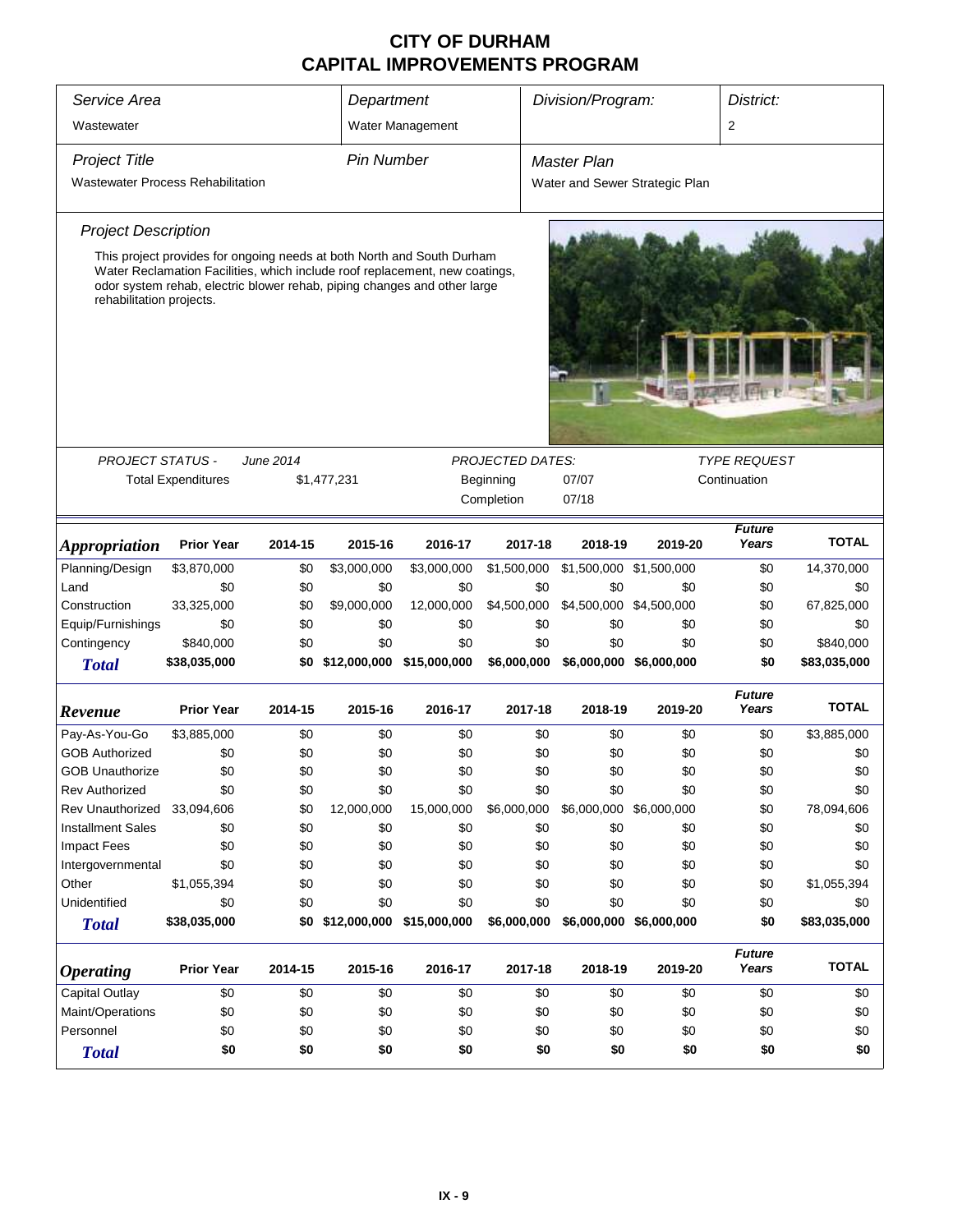# CITY OF DURHAM
# CAPITAL IMPROVEMENTS PROGRAM

| Service Area | Department | Division/Program: | District: |
|---|---|---|---|
| Wastewater | Water Management | | 2 |

| Project Title | Pin Number | Master Plan |
|---|---|---|
| Wastewater Process Rehabilitation | | Water and Sewer Strategic Plan |

*Project Description*

This project provides for ongoing needs at both North and South Durham Water Reclamation Facilities, which include roof replacement, new coatings, odor system rehab, electric blower rehab, piping changes and other large rehabilitation projects.

| PROJECT STATUS - | June 2014 | PROJECTED DATES: | | TYPE REQUEST |
|---|---|---|---|---|
| Total Expenditures | \$1,477,231 | Beginning | 07/07 | Continuation |
| | | Completion | 07/18 | |

| *Appropriation* | Prior Year | 2014-15 | 2015-16 | 2016-17 | 2017-18 | 2018-19 | 2019-20 | Future Years | TOTAL |
|---|---|---|---|---|---|---|---|---|---|
| Planning/Design | \$3,870,000 | \$0 | \$3,000,000 | \$3,000,000 | \$1,500,000 | \$1,500,000 | \$1,500,000 | \$0 | 14,370,000 |
| Land | \$0 | \$0 | \$0 | \$0 | \$0 | \$0 | \$0 | \$0 | \$0 |
| Construction | 33,325,000 | \$0 | \$9,000,000 | 12,000,000 | \$4,500,000 | \$4,500,000 | \$4,500,000 | \$0 | 67,825,000 |
| Equip/Furnishings | \$0 | \$0 | \$0 | \$0 | \$0 | \$0 | \$0 | \$0 | \$0 |
| Contingency | \$840,000 | \$0 | \$0 | \$0 | \$0 | \$0 | \$0 | \$0 | \$840,000 |
| ***Total*** | **\$38,035,000** | **\$0** | **\$12,000,000** | **\$15,000,000** | **\$6,000,000** | **\$6,000,000** | **\$6,000,000** | **\$0** | **\$83,035,000** |

| *Revenue* | Prior Year | 2014-15 | 2015-16 | 2016-17 | 2017-18 | 2018-19 | 2019-20 | Future Years | TOTAL |
|---|---|---|---|---|---|---|---|---|---|
| Pay-As-You-Go | \$3,885,000 | \$0 | \$0 | \$0 | \$0 | \$0 | \$0 | \$0 | \$3,885,000 |
| GOB Authorized | \$0 | \$0 | \$0 | \$0 | \$0 | \$0 | \$0 | \$0 | \$0 |
| GOB Unauthorize | \$0 | \$0 | \$0 | \$0 | \$0 | \$0 | \$0 | \$0 | \$0 |
| Rev Authorized | \$0 | \$0 | \$0 | \$0 | \$0 | \$0 | \$0 | \$0 | \$0 |
| Rev Unauthorized | 33,094,606 | \$0 | 12,000,000 | 15,000,000 | \$6,000,000 | \$6,000,000 | \$6,000,000 | \$0 | 78,094,606 |
| Installment Sales | \$0 | \$0 | \$0 | \$0 | \$0 | \$0 | \$0 | \$0 | \$0 |
| Impact Fees | \$0 | \$0 | \$0 | \$0 | \$0 | \$0 | \$0 | \$0 | \$0 |
| Intergovernmental | \$0 | \$0 | \$0 | \$0 | \$0 | \$0 | \$0 | \$0 | \$0 |
| Other | \$1,055,394 | \$0 | \$0 | \$0 | \$0 | \$0 | \$0 | \$0 | \$1,055,394 |
| Unidentified | \$0 | \$0 | \$0 | \$0 | \$0 | \$0 | \$0 | \$0 | \$0 |
| ***Total*** | **\$38,035,000** | **\$0** | **\$12,000,000** | **\$15,000,000** | **\$6,000,000** | **\$6,000,000** | **\$6,000,000** | **\$0** | **\$83,035,000** |

| *Operating* | Prior Year | 2014-15 | 2015-16 | 2016-17 | 2017-18 | 2018-19 | 2019-20 | Future Years | TOTAL |
|---|---|---|---|---|---|---|---|---|---|
| Capital Outlay | \$0 | \$0 | \$0 | \$0 | \$0 | \$0 | \$0 | \$0 | \$0 |
| Maint/Operations | \$0 | \$0 | \$0 | \$0 | \$0 | \$0 | \$0 | \$0 | \$0 |
| Personnel | \$0 | \$0 | \$0 | \$0 | \$0 | \$0 | \$0 | \$0 | \$0 |
| ***Total*** | **\$0** | **\$0** | **\$0** | **\$0** | **\$0** | **\$0** | **\$0** | **\$0** | **\$0** |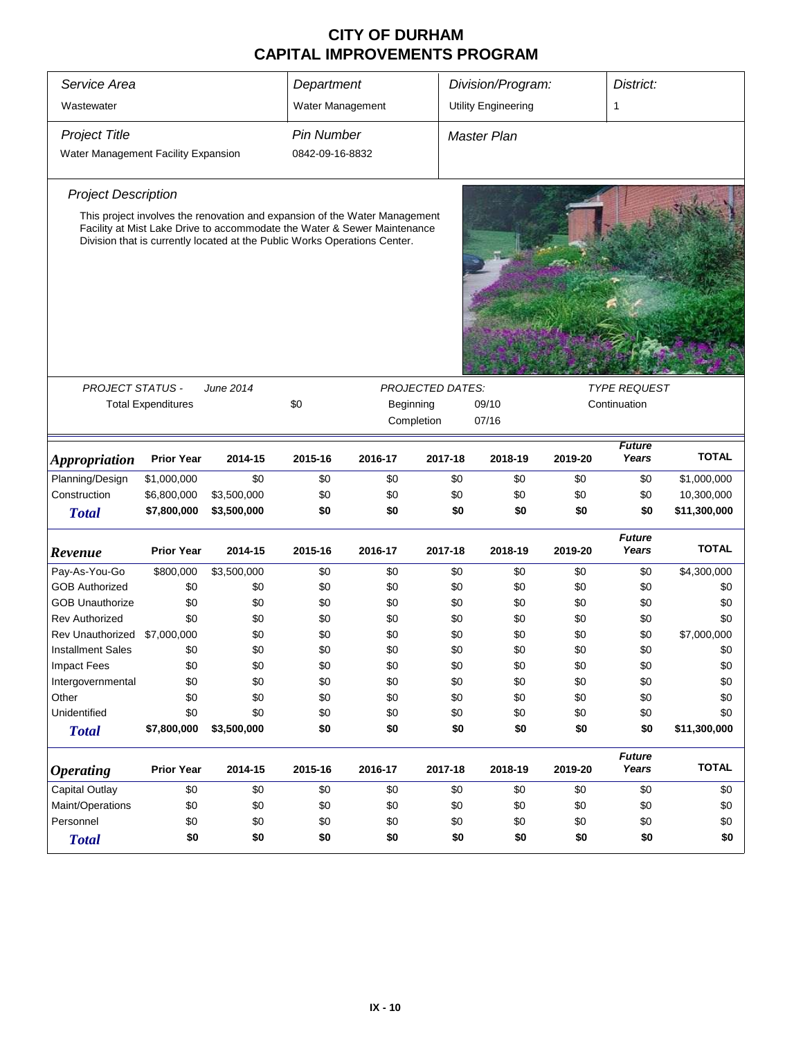# CITY OF DURHAM
# CAPITAL IMPROVEMENTS PROGRAM

| Service Area | Department | Division/Program: | District: |
|---|---|---|---|
| Wastewater | Water Management | Utility Engineering | 1 |

| Project Title | Pin Number | Master Plan |
|---|---|---|
| Water Management Facility Expansion | 0842-09-16-8832 | |

*Project Description*

This project involves the renovation and expansion of the Water Management Facility at Mist Lake Drive to accommodate the Water & Sewer Maintenance Division that is currently located at the Public Works Operations Center.

| PROJECT STATUS - June 2014 | | PROJECTED DATES: | | TYPE REQUEST |
|---|---|---|---|---|
| Total Expenditures | $0 | Beginning | 09/10 | Continuation |
| | | Completion | 07/16 | |

| ***Appropriation*** | Prior Year | 2014-15 | 2015-16 | 2016-17 | 2017-18 | 2018-19 | 2019-20 | *Future Years* | TOTAL |
|---|---|---|---|---|---|---|---|---|---|
| Planning/Design | $1,000,000 | $0 | $0 | $0 | $0 | $0 | $0 | $0 | $1,000,000 |
| Construction | $6,800,000 | $3,500,000 | $0 | $0 | $0 | $0 | $0 | $0 | 10,300,000 |
| ***Total*** | **$7,800,000** | **$3,500,000** | **$0** | **$0** | **$0** | **$0** | **$0** | **$0** | **$11,300,000** |

| ***Revenue*** | Prior Year | 2014-15 | 2015-16 | 2016-17 | 2017-18 | 2018-19 | 2019-20 | *Future Years* | TOTAL |
|---|---|---|---|---|---|---|---|---|---|
| Pay-As-You-Go | $800,000 | $3,500,000 | $0 | $0 | $0 | $0 | $0 | $0 | $4,300,000 |
| GOB Authorized | $0 | $0 | $0 | $0 | $0 | $0 | $0 | $0 | $0 |
| GOB Unauthorize | $0 | $0 | $0 | $0 | $0 | $0 | $0 | $0 | $0 |
| Rev Authorized | $0 | $0 | $0 | $0 | $0 | $0 | $0 | $0 | $0 |
| Rev Unauthorized | $7,000,000 | $0 | $0 | $0 | $0 | $0 | $0 | $0 | $7,000,000 |
| Installment Sales | $0 | $0 | $0 | $0 | $0 | $0 | $0 | $0 | $0 |
| Impact Fees | $0 | $0 | $0 | $0 | $0 | $0 | $0 | $0 | $0 |
| Intergovernmental | $0 | $0 | $0 | $0 | $0 | $0 | $0 | $0 | $0 |
| Other | $0 | $0 | $0 | $0 | $0 | $0 | $0 | $0 | $0 |
| Unidentified | $0 | $0 | $0 | $0 | $0 | $0 | $0 | $0 | $0 |
| ***Total*** | **$7,800,000** | **$3,500,000** | **$0** | **$0** | **$0** | **$0** | **$0** | **$0** | **$11,300,000** |

| ***Operating*** | Prior Year | 2014-15 | 2015-16 | 2016-17 | 2017-18 | 2018-19 | 2019-20 | *Future Years* | TOTAL |
|---|---|---|---|---|---|---|---|---|---|
| Capital Outlay | $0 | $0 | $0 | $0 | $0 | $0 | $0 | $0 | $0 |
| Maint/Operations | $0 | $0 | $0 | $0 | $0 | $0 | $0 | $0 | $0 |
| Personnel | $0 | $0 | $0 | $0 | $0 | $0 | $0 | $0 | $0 |
| ***Total*** | **$0** | **$0** | **$0** | **$0** | **$0** | **$0** | **$0** | **$0** | **$0** |